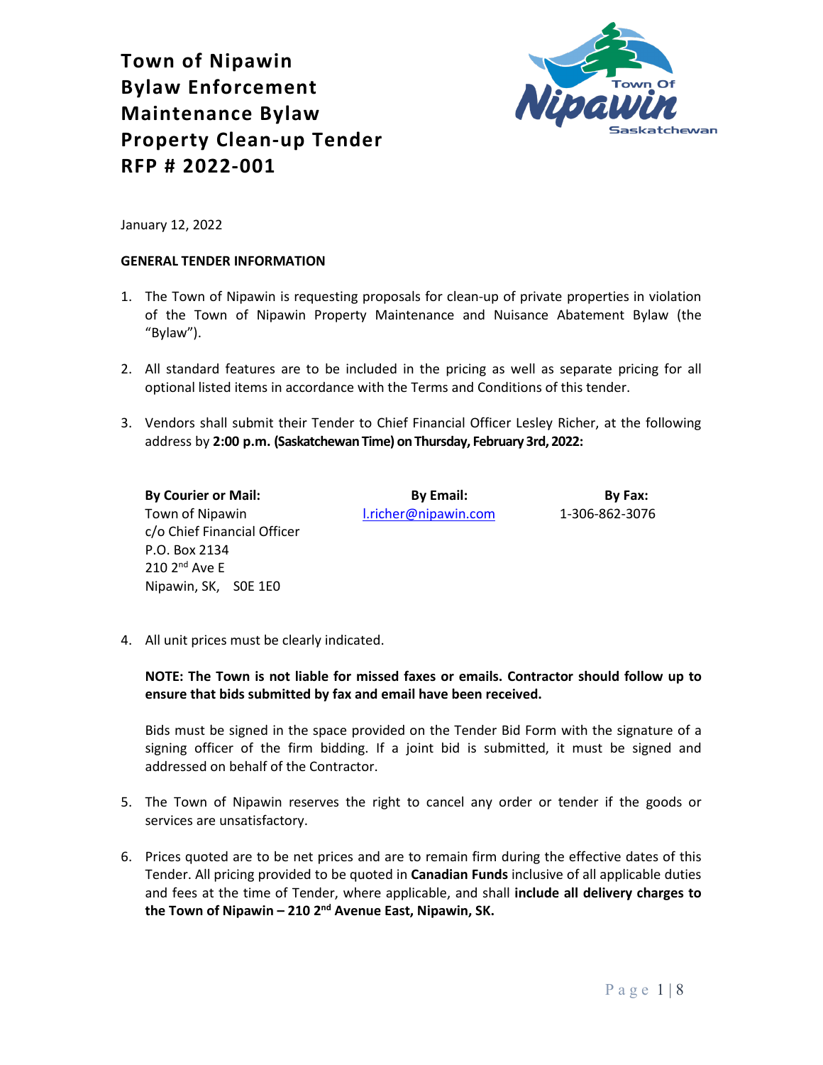# Town of Nipawin
# Bylaw Enforcement
# Maintenance Bylaw
# Property Clean-up Tender
# RFP # 2022-001

January 12, 2022

**GENERAL TENDER INFORMATION**

1. The Town of Nipawin is requesting proposals for clean-up of private properties in violation of the Town of Nipawin Property Maintenance and Nuisance Abatement Bylaw (the "Bylaw").

2. All standard features are to be included in the pricing as well as separate pricing for all optional listed items in accordance with the Terms and Conditions of this tender.

3. Vendors shall submit their Tender to Chief Financial Officer Lesley Richer, at the following address by **2:00 p.m. (Saskatchewan Time) on Thursday, February 3rd, 2022:**

| **By Courier or Mail:** | **By Email:** | **By Fax:** |
|---|---|---|
| Town of Nipawin<br>c/o Chief Financial Officer<br>P.O. Box 2134<br>210 2nd Ave E<br>Nipawin, SK, S0E 1E0 | l.richer@nipawin.com | 1-306-862-3076 |

4. All unit prices must be clearly indicated.

   **NOTE: The Town is not liable for missed faxes or emails. Contractor should follow up to ensure that bids submitted by fax and email have been received.**

   Bids must be signed in the space provided on the Tender Bid Form with the signature of a signing officer of the firm bidding. If a joint bid is submitted, it must be signed and addressed on behalf of the Contractor.

5. The Town of Nipawin reserves the right to cancel any order or tender if the goods or services are unsatisfactory.

6. Prices quoted are to be net prices and are to remain firm during the effective dates of this Tender. All pricing provided to be quoted in **Canadian Funds** inclusive of all applicable duties and fees at the time of Tender, where applicable, and shall **include all delivery charges to the Town of Nipawin – 210 2nd Avenue East, Nipawin, SK.**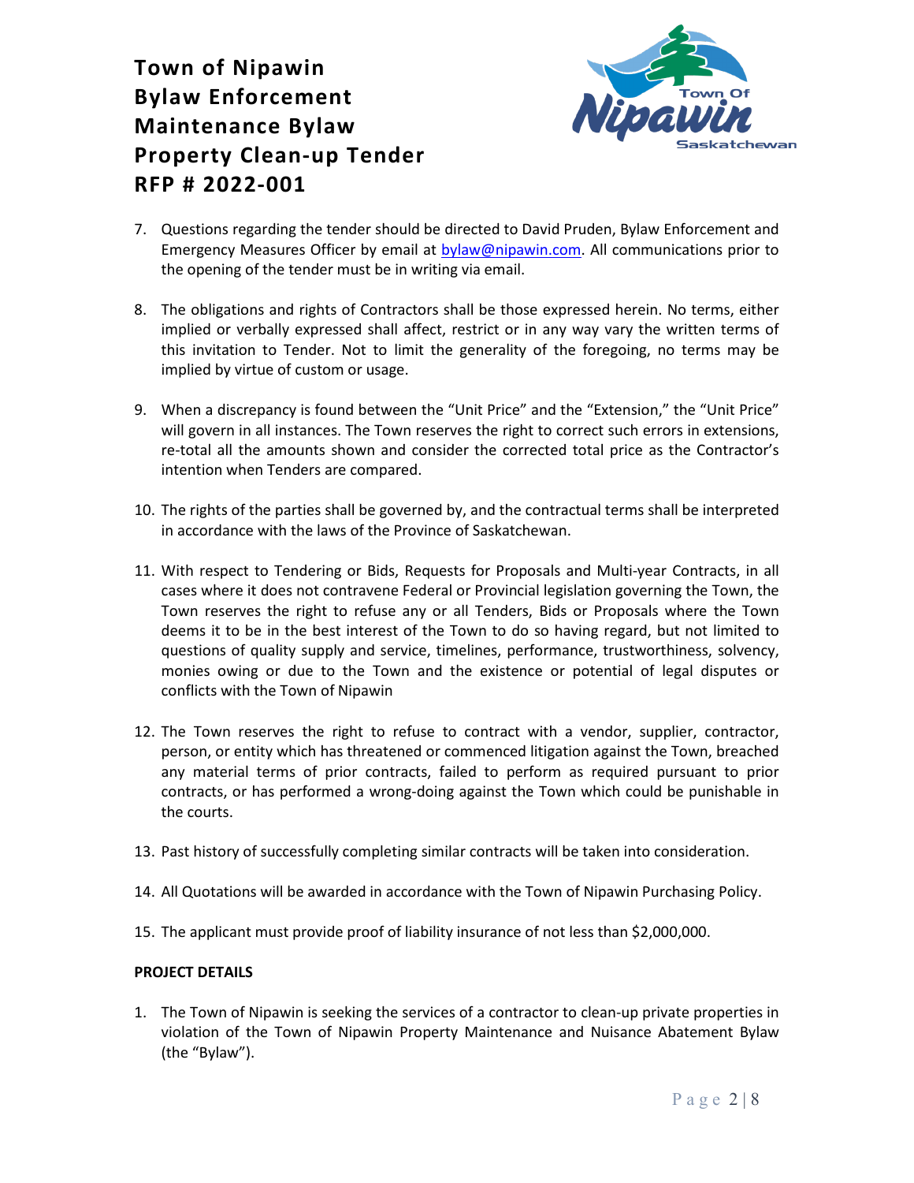# Town of Nipawin Bylaw Enforcement Maintenance Bylaw Property Clean-up Tender RFP # 2022-001

7. Questions regarding the tender should be directed to David Pruden, Bylaw Enforcement and Emergency Measures Officer by email at bylaw@nipawin.com. All communications prior to the opening of the tender must be in writing via email.

8. The obligations and rights of Contractors shall be those expressed herein. No terms, either implied or verbally expressed shall affect, restrict or in any way vary the written terms of this invitation to Tender. Not to limit the generality of the foregoing, no terms may be implied by virtue of custom or usage.

9. When a discrepancy is found between the "Unit Price" and the "Extension," the "Unit Price" will govern in all instances. The Town reserves the right to correct such errors in extensions, re-total all the amounts shown and consider the corrected total price as the Contractor's intention when Tenders are compared.

10. The rights of the parties shall be governed by, and the contractual terms shall be interpreted in accordance with the laws of the Province of Saskatchewan.

11. With respect to Tendering or Bids, Requests for Proposals and Multi-year Contracts, in all cases where it does not contravene Federal or Provincial legislation governing the Town, the Town reserves the right to refuse any or all Tenders, Bids or Proposals where the Town deems it to be in the best interest of the Town to do so having regard, but not limited to questions of quality supply and service, timelines, performance, trustworthiness, solvency, monies owing or due to the Town and the existence or potential of legal disputes or conflicts with the Town of Nipawin

12. The Town reserves the right to refuse to contract with a vendor, supplier, contractor, person, or entity which has threatened or commenced litigation against the Town, breached any material terms of prior contracts, failed to perform as required pursuant to prior contracts, or has performed a wrong-doing against the Town which could be punishable in the courts.

13. Past history of successfully completing similar contracts will be taken into consideration.

14. All Quotations will be awarded in accordance with the Town of Nipawin Purchasing Policy.

15. The applicant must provide proof of liability insurance of not less than $2,000,000.

**PROJECT DETAILS**

1. The Town of Nipawin is seeking the services of a contractor to clean-up private properties in violation of the Town of Nipawin Property Maintenance and Nuisance Abatement Bylaw (the "Bylaw").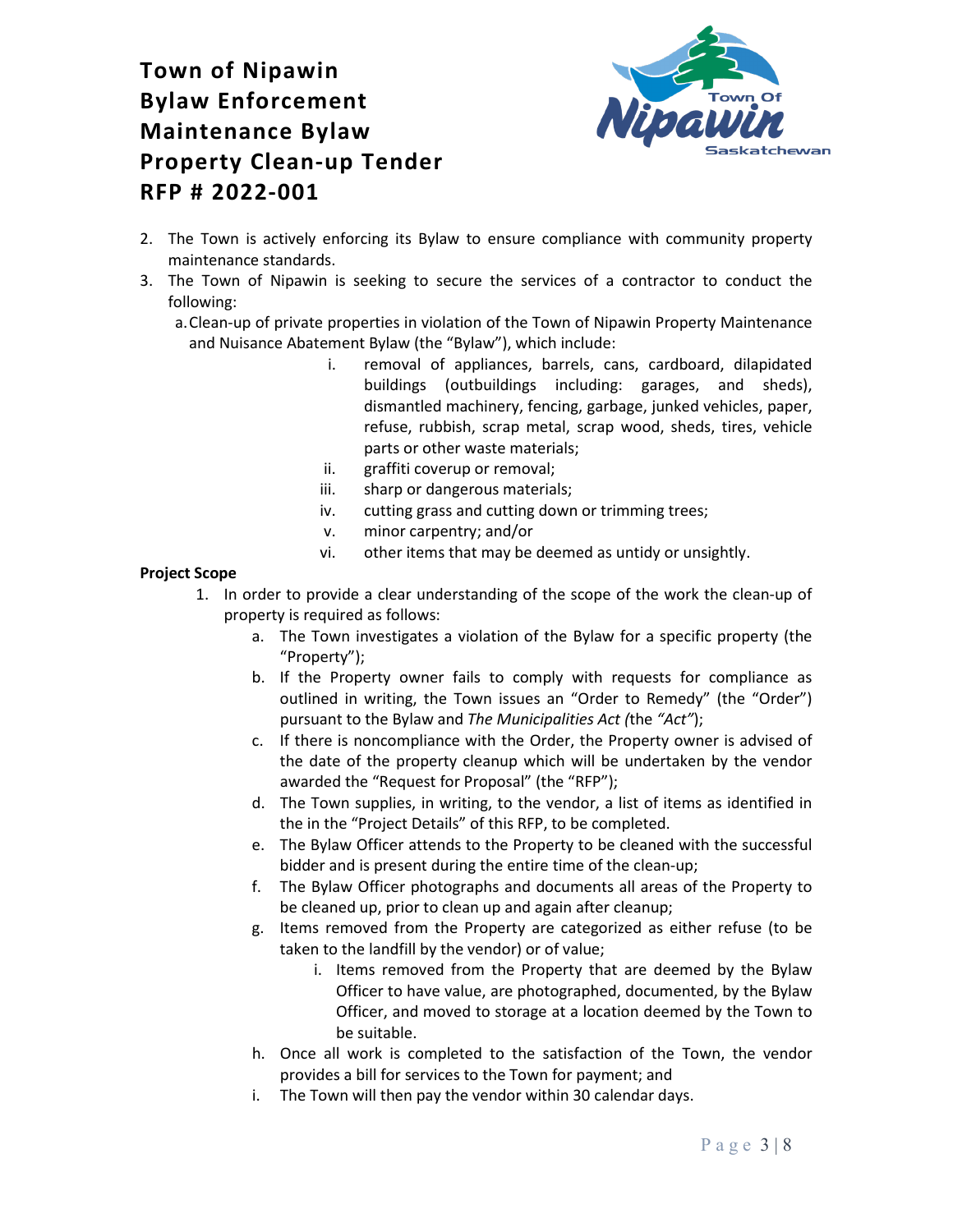# Town of Nipawin
# Bylaw Enforcement
# Maintenance Bylaw
# Property Clean-up Tender
# RFP # 2022-001

2. The Town is actively enforcing its Bylaw to ensure compliance with community property maintenance standards.
3. The Town of Nipawin is seeking to secure the services of a contractor to conduct the following:
   a. Clean-up of private properties in violation of the Town of Nipawin Property Maintenance and Nuisance Abatement Bylaw (the "Bylaw"), which include:
      i. removal of appliances, barrels, cans, cardboard, dilapidated buildings (outbuildings including: garages, and sheds), dismantled machinery, fencing, garbage, junked vehicles, paper, refuse, rubbish, scrap metal, scrap wood, sheds, tires, vehicle parts or other waste materials;
      ii. graffiti coverup or removal;
      iii. sharp or dangerous materials;
      iv. cutting grass and cutting down or trimming trees;
      v. minor carpentry; and/or
      vi. other items that may be deemed as untidy or unsightly.

**Project Scope**

1. In order to provide a clear understanding of the scope of the work the clean-up of property is required as follows:
   a. The Town investigates a violation of the Bylaw for a specific property (the "Property");
   b. If the Property owner fails to comply with requests for compliance as outlined in writing, the Town issues an "Order to Remedy" (the "Order") pursuant to the Bylaw and *The Municipalities Act (*the *"Act"*);
   c. If there is noncompliance with the Order, the Property owner is advised of the date of the property cleanup which will be undertaken by the vendor awarded the "Request for Proposal" (the "RFP");
   d. The Town supplies, in writing, to the vendor, a list of items as identified in the in the "Project Details" of this RFP, to be completed.
   e. The Bylaw Officer attends to the Property to be cleaned with the successful bidder and is present during the entire time of the clean-up;
   f. The Bylaw Officer photographs and documents all areas of the Property to be cleaned up, prior to clean up and again after cleanup;
   g. Items removed from the Property are categorized as either refuse (to be taken to the landfill by the vendor) or of value;
      i. Items removed from the Property that are deemed by the Bylaw Officer to have value, are photographed, documented, by the Bylaw Officer, and moved to storage at a location deemed by the Town to be suitable.
   h. Once all work is completed to the satisfaction of the Town, the vendor provides a bill for services to the Town for payment; and
   i. The Town will then pay the vendor within 30 calendar days.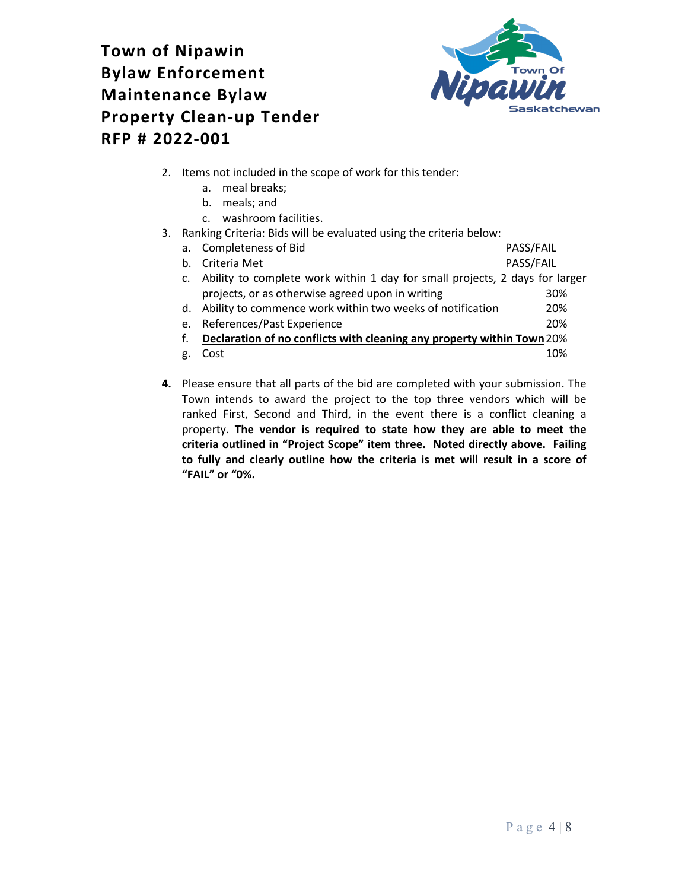2. Items not included in the scope of work for this tender:
    a. meal breaks;
    b. meals; and
    c. washroom facilities.
3. Ranking Criteria: Bids will be evaluated using the criteria below:
    a. Completeness of Bid PASS/FAIL
    b. Criteria Met PASS/FAIL
    c. Ability to complete work within 1 day for small projects, 2 days for larger projects, or as otherwise agreed upon in writing 30%
    d. Ability to commence work within two weeks of notification 20%
    e. References/Past Experience 20%
    f. **<u>Declaration of no conflicts with cleaning any property within Town</u>** 20%
    g. Cost 10%

**4.** Please ensure that all parts of the bid are completed with your submission. The Town intends to award the project to the top three vendors which will be ranked First, Second and Third, in the event there is a conflict cleaning a property. **The vendor is required to state how they are able to meet the criteria outlined in "Project Scope" item three. Noted directly above. Failing to fully and clearly outline how the criteria is met will result in a score of "FAIL" or "0%.**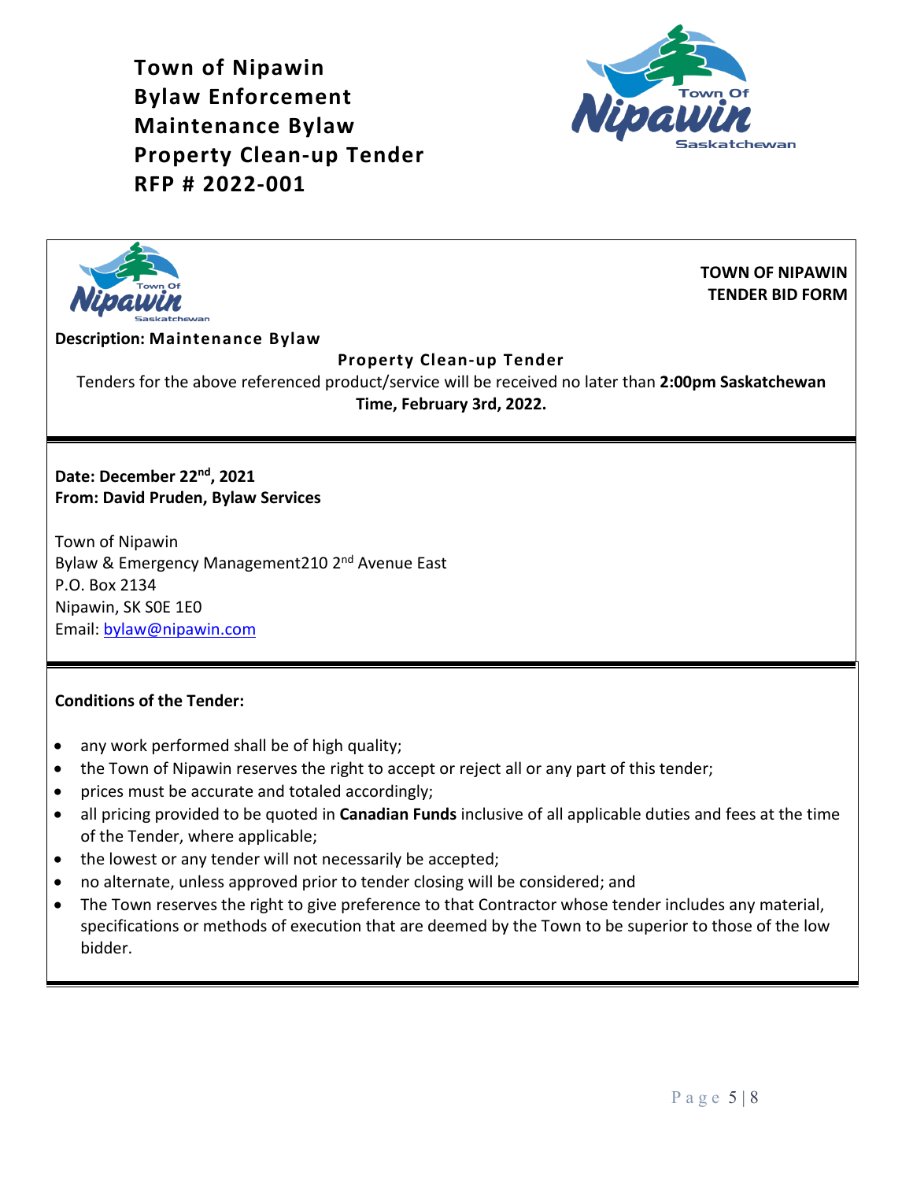# Town of Nipawin Bylaw Enforcement Maintenance Bylaw Property Clean-up Tender RFP # 2022-001

**TOWN OF NIPAWIN**
**TENDER BID FORM**

**Description: Maintenance Bylaw**

**Property Clean-up Tender**

Tenders for the above referenced product/service will be received no later than **2:00pm Saskatchewan Time, February 3rd, 2022.**

---

**Date: December 22nd, 2021**
**From: David Pruden, Bylaw Services**

Town of Nipawin
Bylaw & Emergency Management210 2nd Avenue East
P.O. Box 2134
Nipawin, SK S0E 1E0
Email: bylaw@nipawin.com

---

**Conditions of the Tender:**

- any work performed shall be of high quality;
- the Town of Nipawin reserves the right to accept or reject all or any part of this tender;
- prices must be accurate and totaled accordingly;
- all pricing provided to be quoted in **Canadian Funds** inclusive of all applicable duties and fees at the time of the Tender, where applicable;
- the lowest or any tender will not necessarily be accepted;
- no alternate, unless approved prior to tender closing will be considered; and
- The Town reserves the right to give preference to that Contractor whose tender includes any material, specifications or methods of execution that are deemed by the Town to be superior to those of the low bidder.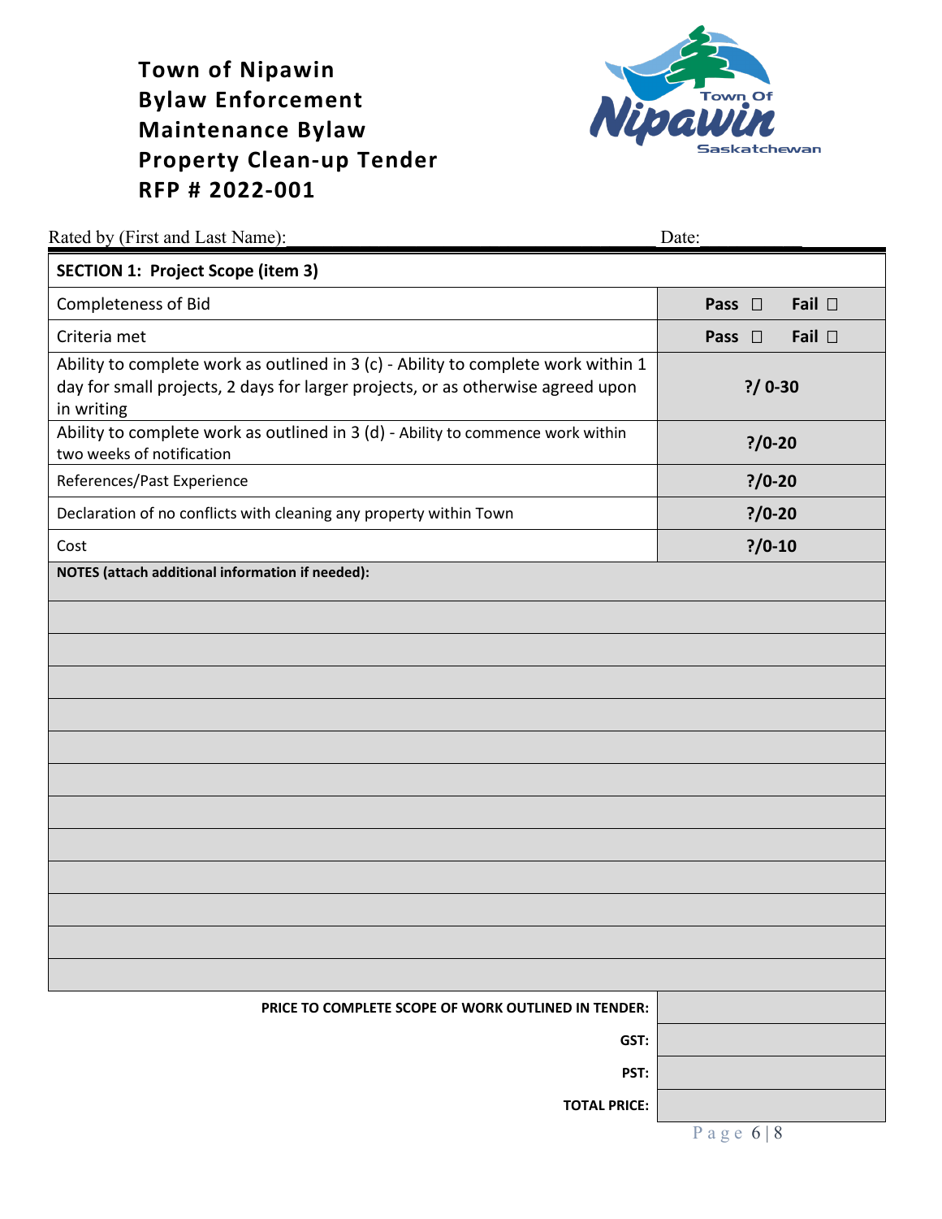# Town of Nipawin
# Bylaw Enforcement
# Maintenance Bylaw
# Property Clean-up Tender
# RFP # 2022-001

Rated by (First and Last Name): \_\_\_\_\_\_\_\_\_\_\_\_\_\_\_\_\_\_\_\_\_\_\_\_ Date: \_\_\_\_\_\_\_\_\_\_\_\_

| **SECTION 1: Project Scope (item 3)** | |
|---|---|
| Completeness of Bid | **Pass** ☐ **Fail** ☐ |
| Criteria met | **Pass** ☐ **Fail** ☐ |
| Ability to complete work as outlined in 3 (c) - Ability to complete work within 1 day for small projects, 2 days for larger projects, or as otherwise agreed upon in writing | **?/ 0-30** |
| Ability to complete work as outlined in 3 (d) - Ability to commence work within two weeks of notification | **?/0-20** |
| References/Past Experience | **?/0-20** |
| Declaration of no conflicts with cleaning any property within Town | **?/0-20** |
| Cost | **?/0-10** |

**NOTES (attach additional information if needed):**

| | |
|---|---|
| **PRICE TO COMPLETE SCOPE OF WORK OUTLINED IN TENDER:** | |
| **GST:** | |
| **PST:** | |
| **TOTAL PRICE:** | |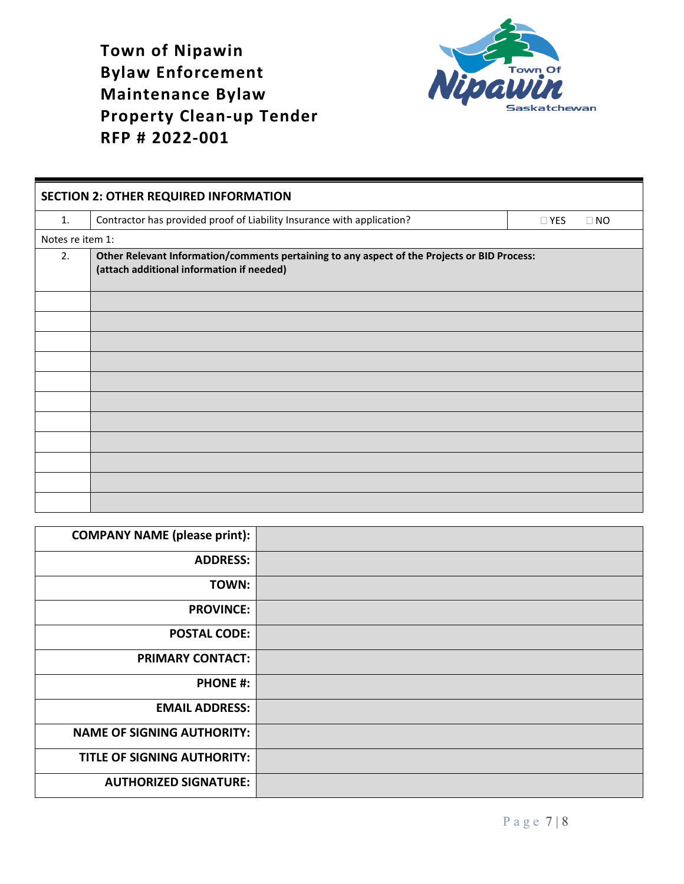# Town of Nipawin
# Bylaw Enforcement
# Maintenance Bylaw
# Property Clean-up Tender
# RFP # 2022-001

| SECTION 2: OTHER REQUIRED INFORMATION | | |
|---|---|---|
| 1. | Contractor has provided proof of Liability Insurance with application? | ☐ YES ☐ NO |
| Notes re item 1: | | |
| 2. | **Other Relevant Information/comments pertaining to any aspect of the Projects or BID Process: (attach additional information if needed)** | |
| | | |
| | | |
| | | |
| | | |
| | | |
| | | |
| | | |
| | | |
| | | |
| | | |
| | | |

| | |
|---|---|
| **COMPANY NAME (please print):** | |
| **ADDRESS:** | |
| **TOWN:** | |
| **PROVINCE:** | |
| **POSTAL CODE:** | |
| **PRIMARY CONTACT:** | |
| **PHONE #:** | |
| **EMAIL ADDRESS:** | |
| **NAME OF SIGNING AUTHORITY:** | |
| **TITLE OF SIGNING AUTHORITY:** | |
| **AUTHORIZED SIGNATURE:** | |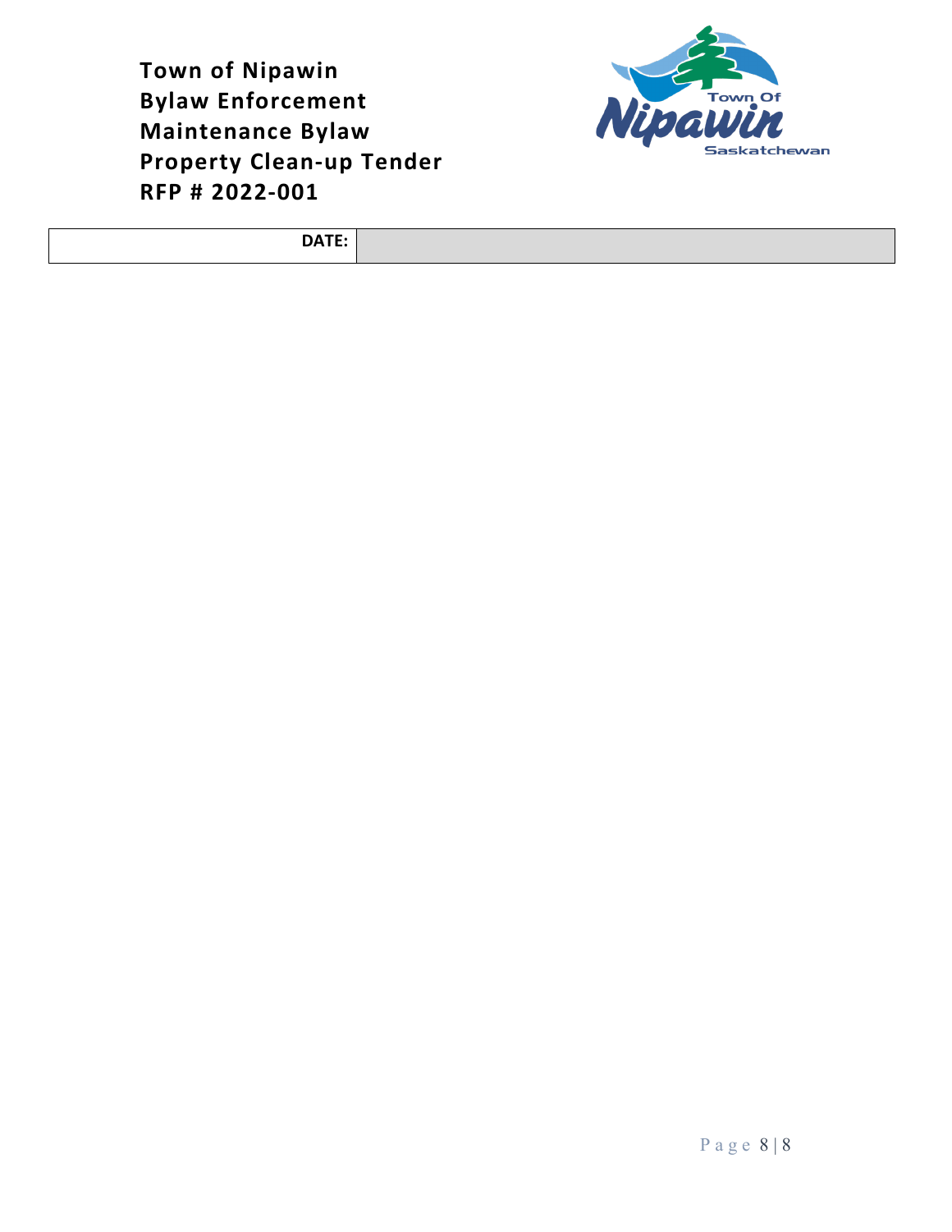**Town of Nipawin**
**Bylaw Enforcement**
**Maintenance Bylaw**
**Property Clean-up Tender**
**RFP # 2022-001**

| | |
|---|---|
| **DATE:** | |